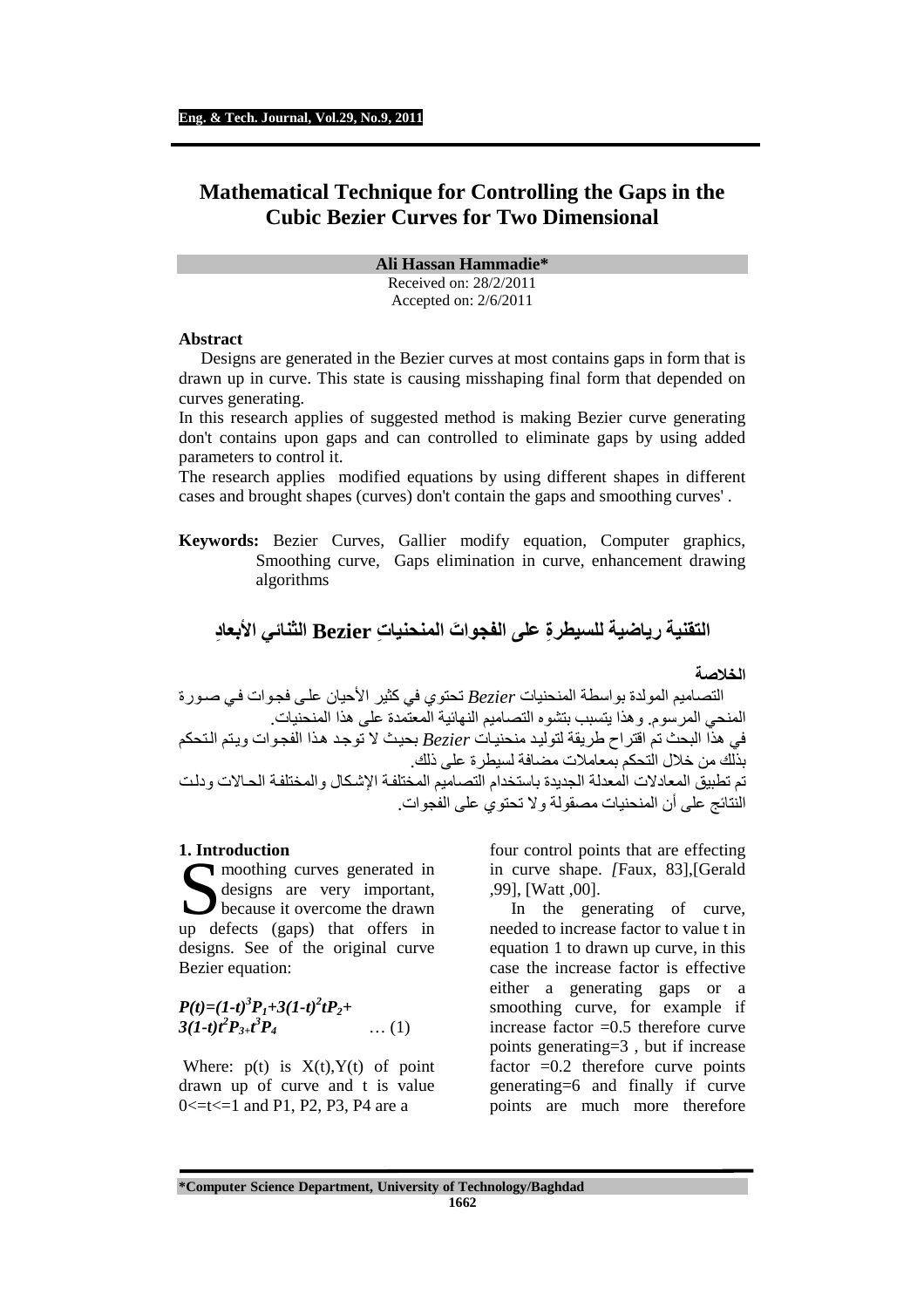# Mathematical Technique for Controlling the Gaps in the Cubic Bezier Curves for Two Dimensional

**Ali Hassan Hammadie***

Received on: 28/2/2011
Accepted on: 2/6/2011

## Abstract

Designs are generated in the Bezier curves at most contains gaps in form that is drawn up in curve. This state is causing misshaping final form that depended on curves generating.

In this research applies of suggested method is making Bezier curve generating don't contains upon gaps and can controlled to eliminate gaps by using added parameters to control it.

The research applies modified equations by using different shapes in different cases and brought shapes (curves) don't contain the gaps and smoothing curves' .

**Keywords:** Bezier Curves, Gallier modify equation, Computer graphics, Smoothing curve, Gaps elimination in curve, enhancement drawing algorithms

## التقنية رياضية للسيطرةِ على الفجواتَ المنحنياتِ Bezier الثنائي الأبعادِ

**الخلاصة**

التصاميم المولدة بواسطة المنحنيات *Bezier* تحتوي في كثير الأحيان على فجوات في صورة المنحي المرسوم. وهذا يتسبب بتشوه التصاميم النهائية المعتمدة على هذا المنحنيات.
في هذا البحث تم اقتراح طريقة لتوليد منحنيات *Bezier* بحيث لا توجد هذا الفجوات ويتم التحكم بذلك من خلال التحكم بمعاملات مضافة لسيطرة على ذلك.
تم تطبيق المعادلات المعدلة الجديدة باستخدام التصاميم المختلفة الإشكال والمختلفة الحالات ودلت النتائج على أن المنحنيات مصقولة ولا تحتوي على الفجوات.

## 1. Introduction

Smoothing curves generated in designs are very important, because it overcome the drawn up defects (gaps) that offers in designs. See of the original curve Bezier equation:

$$P(t)=(1-t)^3P_1+3(1-t)^2tP_2+3(1-t)t^2P_3+t^3P_4 \qquad \dots (1)$$

Where: p(t) is X(t),Y(t) of point drawn up of curve and t is value $0<=t<=1$ and P1, P2, P3, P4 are a four control points that are effecting in curve shape. [Faux, 83],[Gerald ,99], [Watt ,00].

In the generating of curve, needed to increase factor to value t in equation 1 to drawn up curve, in this case the increase factor is effective either a generating gaps or a smoothing curve, for example if increase factor =0.5 therefore curve points generating=3 , but if increase factor =0.2 therefore curve points generating=6 and finally if curve points are much more therefore

*Computer Science Department, University of Technology/Baghdad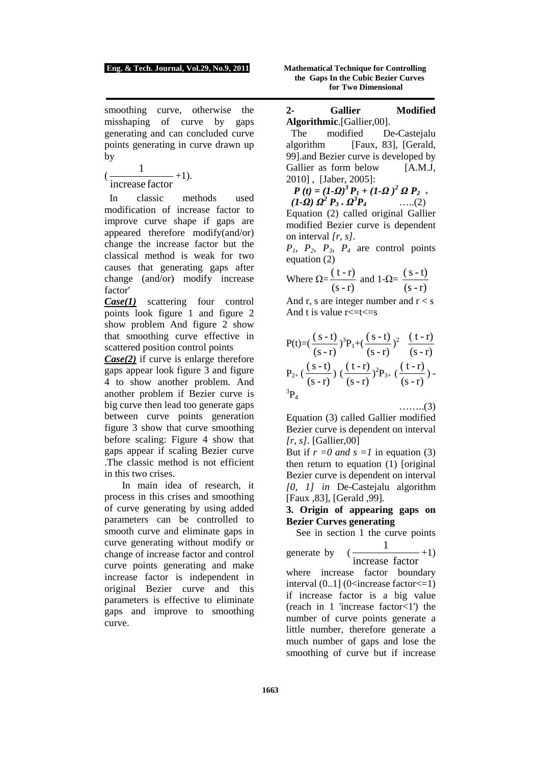smoothing curve, otherwise the misshaping of curve by gaps generating and can concluded curve points generating in curve drawn up by

$$(\frac{1}{\text{increase factor}}+1).$$

In classic methods used modification of increase factor to improve curve shape if gaps are appeared therefore modify(and/or) change the increase factor but the classical method is weak for two causes that generating gaps after change (and/or) modify increase factor'

***Case(1)*** scattering four control points look figure 1 and figure 2 show problem And figure 2 show that smoothing curve effective in scattered position control points

***Case(2)*** if curve is enlarge therefore gaps appear look figure 3 and figure 4 to show another problem. And another problem if Bezier curve is big curve then lead too generate gaps between curve points generation figure 3 show that curve smoothing before scaling: Figure 4 show that gaps appear if scaling Bezier curve .The classic method is not efficient in this two crises.

In main idea of research, it process in this crises and smoothing of curve generating by using added parameters can be controlled to smooth curve and eliminate gaps in curve generating without modify or change of increase factor and control curve points generating and make increase factor is independent in original Bezier curve and this parameters is effective to eliminate gaps and improve to smoothing curve.

**2- Gallier Modified Algorithmic**.[Gallier,00].

The modified De-Castejalu algorithm [Faux, 83], [Gerald, 99].and Bezier curve is developed by Gallier as form below [A.M.J, 2010] , [Jaber, 2005]:

$$P(t) = (1-\Omega)^3 P_1 + (1-\Omega)^2\, \Omega\, P_2 + (1-\Omega)\, \Omega^2 P_3 + \Omega^3 P_4 \quad \text{.....(2)}$$

Equation (2) called original Gallier modified Bezier curve is dependent on interval *[r, s]*.

$P_1$, $P_2$, $P_3$, $P_4$ are control points equation (2)

Where $\Omega = \frac{(t-r)}{(s-r)}$ and $1-\Omega = \frac{(s-t)}{(s-r)}$

And r, s are integer number and r < s
And t is value r<=t<=s

$$P(t)=(\frac{(s-t)}{(s-r)})^3P_1+(\frac{(s-t)}{(s-r)})^2\ \frac{(t-r)}{(s-r)}\ P_2+(\frac{(s-t)}{(s-r)})\ (\frac{(t-r)}{(s-r)})^2P_3+(\frac{(t-r)}{(s-r)})^3P_4 \quad \text{……..(3)}$$

Equation (3) called Gallier modified Bezier curve is dependent on interval *[r, s]*. [Gallier,00]

But if *r =0 and s =1* in equation (3) then return to equation (1) [original Bezier curve is dependent on interval *[0, 1] in* De-Castejalu algorithm [Faux ,83], [Gerald ,99].

**3. Origin of appearing gaps on Bezier Curves generating**

See in section 1 the curve points generate by $(\frac{1}{\text{increase factor}}+1)$ where increase factor boundary interval (0..1] (0<increase factor<=1) if increase factor is a big value (reach in 1 'increase factor<1') the number of curve points generate a little number, therefore generate a much number of gaps and lose the smoothing of curve but if increase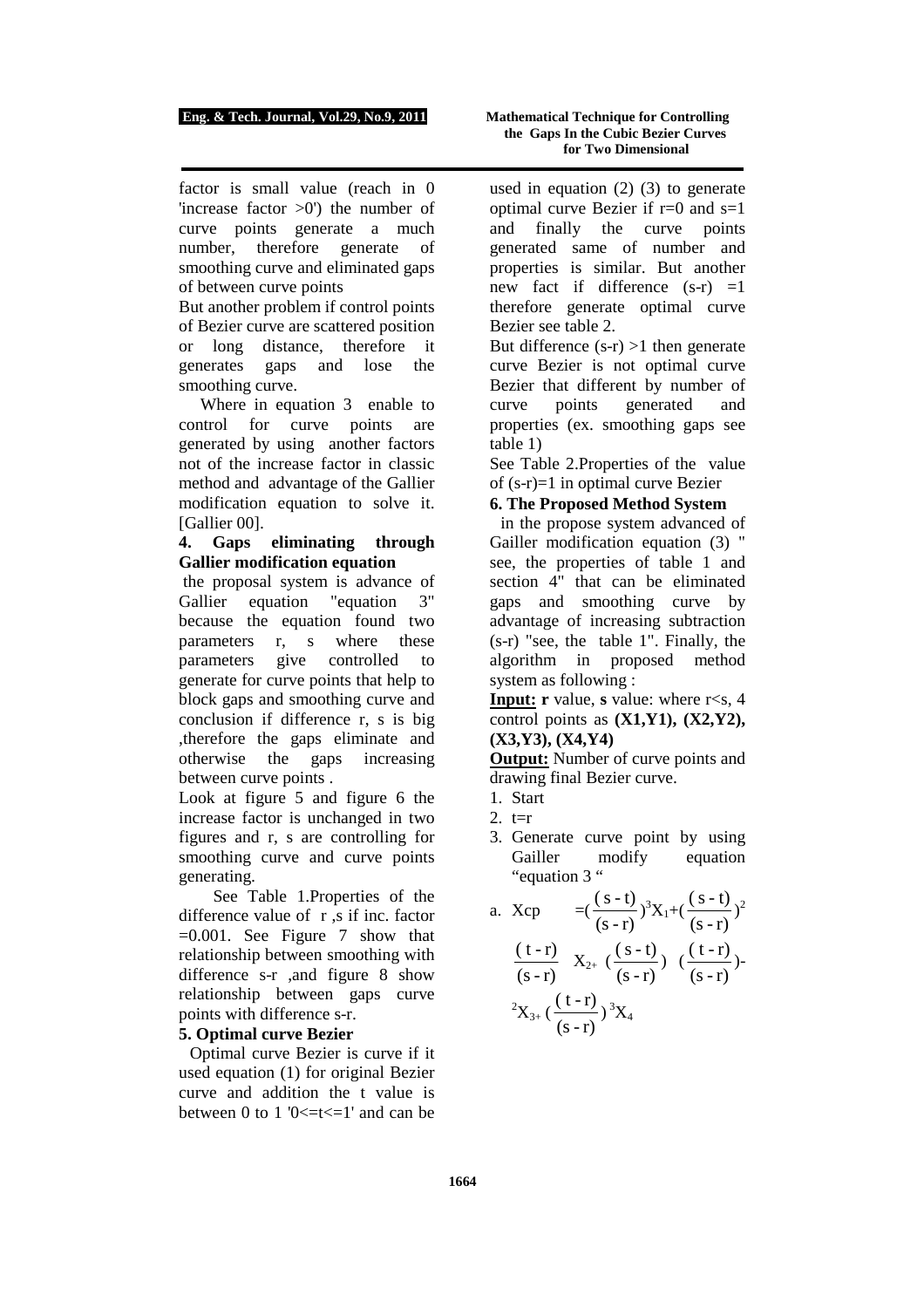factor is small value (reach in 0 'increase factor >0') the number of curve points generate a much number, therefore generate of smoothing curve and eliminated gaps of between curve points

But another problem if control points of Bezier curve are scattered position or long distance, therefore it generates gaps and lose the smoothing curve.

Where in equation 3 enable to control for curve points are generated by using another factors not of the increase factor in classic method and advantage of the Gallier modification equation to solve it. [Gallier 00].

## 4. Gaps eliminating through Gallier modification equation

the proposal system is advance of Gallier equation "equation 3" because the equation found two parameters r, s where these parameters give controlled to generate for curve points that help to block gaps and smoothing curve and conclusion if difference r, s is big ,therefore the gaps eliminate and otherwise the gaps increasing between curve points .

Look at figure 5 and figure 6 the increase factor is unchanged in two figures and r, s are controlling for smoothing curve and curve points generating.

See Table 1.Properties of the difference value of r ,s if inc. factor =0.001. See Figure 7 show that relationship between smoothing with difference s-r ,and figure 8 show relationship between gaps curve points with difference s-r.

## 5. Optimal curve Bezier

Optimal curve Bezier is curve if it used equation (1) for original Bezier curve and addition the t value is between 0 to 1 '0<=t<=1' and can be used in equation (2) (3) to generate optimal curve Bezier if r=0 and s=1 and finally the curve points generated same of number and properties is similar. But another new fact if difference (s-r) =1 therefore generate optimal curve Bezier see table 2.

But difference (s-r) >1 then generate curve Bezier is not optimal curve Bezier that different by number of curve points generated and properties (ex. smoothing gaps see table 1)

See Table 2.Properties of the value of (s-r)=1 in optimal curve Bezier

## 6. The Proposed Method System

in the propose system advanced of Gailler modification equation (3) " see, the properties of table 1 and section 4" that can be eliminated gaps and smoothing curve by advantage of increasing subtraction (s-r) "see, the table 1". Finally, the algorithm in proposed method system as following :

**Input:** **r** value, **s** value: where r<s, 4 control points as **(X1,Y1), (X2,Y2), (X3,Y3), (X4,Y4)**

**Output:** Number of curve points and drawing final Bezier curve.

1. Start
2. t=r
3. Generate curve point by using Gailler modify equation "equation 3 "

   a. $Xcp = (\frac{(s-t)}{(s-r)})^3 X_1 + (\frac{(s-t)}{(s-r)})^2 \frac{(t-r)}{(s-r)} X_{2+} (\frac{(s-t)}{(s-r)}) (\frac{(t-r)}{(s-r)})^2 X_{3+} (\frac{(t-r)}{(s-r)})^3 X_4$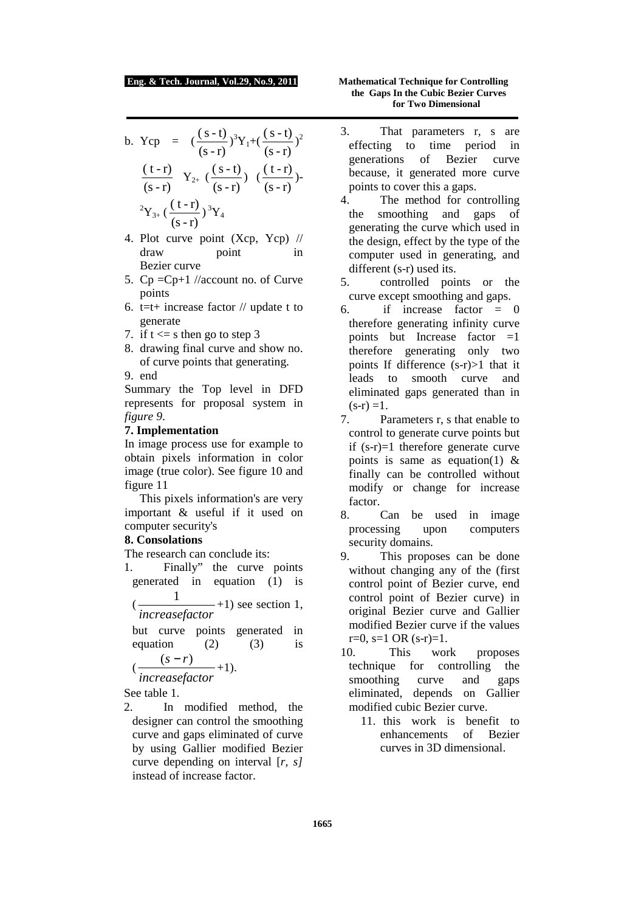b. $Ycp = (\frac{(s-t)}{(s-r)})^3 Y_1 + (\frac{(s-t)}{(s-r)})^2 \frac{(t-r)}{(s-r)} Y_2 + (\frac{(s-t)}{(s-r)}) (\frac{(t-r)}{(s-r)})^2 Y_3 + (\frac{(t-r)}{(s-r)})^3 Y_4$

4. Plot curve point (Xcp, Ycp) // draw point in Bezier curve
5. Cp =Cp+1 //account no. of Curve points
6. t=t+ increase factor // update t to generate
7. if t <= s then go to step 3
8. drawing final curve and show no. of curve points that generating.
9. end

Summary the Top level in DFD represents for proposal system in *figure 9*.

## 7. Implementation

In image process use for example to obtain pixels information in color image (true color). See figure 10 and figure 11

This pixels information's are very important & useful if it used on computer security's

## 8. Consolations

The research can conclude its:

1. Finally" the curve points generated in equation (1) is $(\frac{1}{increasefactor}+1)$ see section 1, but curve points generated in equation (2) (3) is $(\frac{(s-r)}{increasefactor}+1)$.

See table 1.

2. In modified method, the designer can control the smoothing curve and gaps eliminated of curve by using Gallier modified Bezier curve depending on interval *[r, s]* instead of increase factor.
3. That parameters r, s are effecting to time period in generations of Bezier curve because, it generated more curve points to cover this a gaps.
4. The method for controlling the smoothing and gaps of generating the curve which used in the design, effect by the type of the computer used in generating, and different (s-r) used its.
5. controlled points or the curve except smoothing and gaps.
6. if increase factor = 0 therefore generating infinity curve points but Increase factor =1 therefore generating only two points If difference (s-r)>1 that it leads to smooth curve and eliminated gaps generated than in (s-r) =1.
7. Parameters r, s that enable to control to generate curve points but if (s-r)=1 therefore generate curve points is same as equation(1) & finally can be controlled without modify or change for increase factor.
8. Can be used in image processing upon computers security domains.
9. This proposes can be done without changing any of the (first control point of Bezier curve, end control point of Bezier curve) in original Bezier curve and Gallier modified Bezier curve if the values r=0, s=1 OR (s-r)=1.
10. This work proposes technique for controlling the smoothing curve and gaps eliminated, depends on Gallier modified cubic Bezier curve.
11. this work is benefit to enhancements of Bezier curves in 3D dimensional.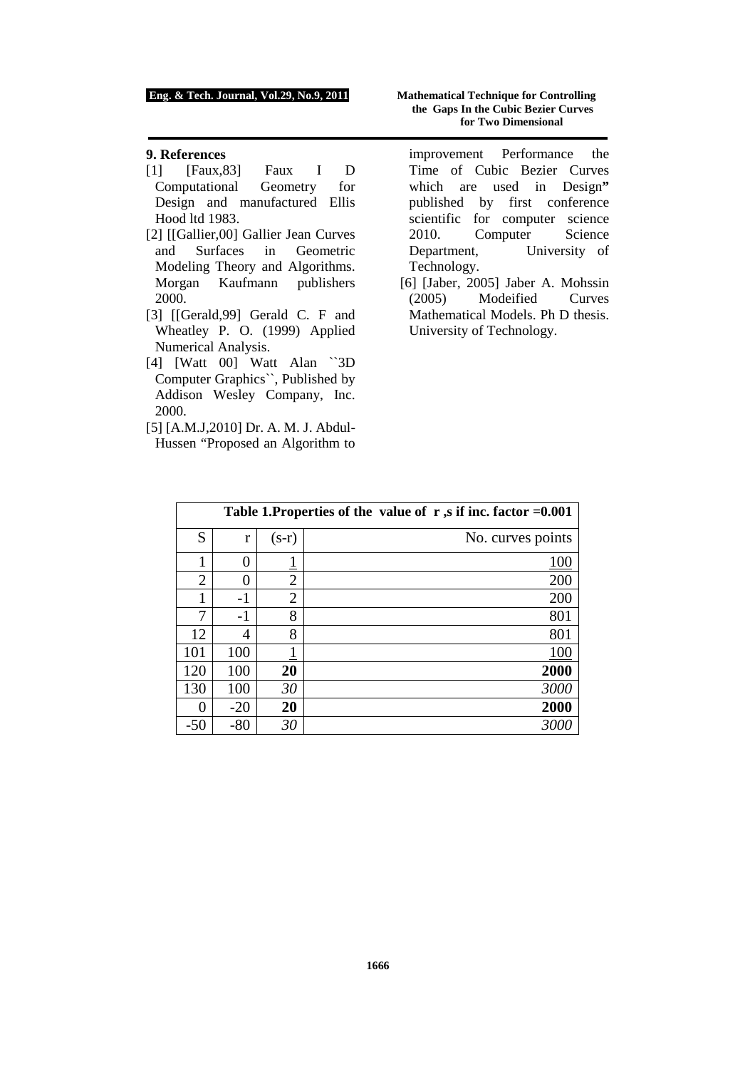## 9. References

[1] [Faux,83] Faux I D Computational Geometry for Design and manufactured Ellis Hood ltd 1983.

[2] [[Gallier,00] Gallier Jean Curves and Surfaces in Geometric Modeling Theory and Algorithms. Morgan Kaufmann publishers 2000.

[3] [[Gerald,99] Gerald C. F and Wheatley P. O. (1999) Applied Numerical Analysis.

[4] [Watt 00] Watt Alan ``3D Computer Graphics``, Published by Addison Wesley Company, Inc. 2000.

[5] [A.M.J,2010] Dr. A. M. J. Abdul-Hussen "Proposed an Algorithm to improvement Performance the Time of Cubic Bezier Curves which are used in Design**"** published by first conference scientific for computer science 2010. Computer Science Department, University of Technology.

[6] [Jaber, 2005] Jaber A. Mohssin (2005) Modeified Curves Mathematical Models. Ph D thesis. University of Technology.

**Table 1.Properties of the value of r ,s if inc. factor =0.001**

| S | r | (s-r) | No. curves points |
|---|---|---|---|
| 1 | 0 | 1 | 100 |
| 2 | 0 | 2 | 200 |
| 1 | -1 | 2 | 200 |
| 7 | -1 | 8 | 801 |
| 12 | 4 | 8 | 801 |
| 101 | 100 | 1 | 100 |
| 120 | 100 | **20** | **2000** |
| 130 | 100 | *30* | *3000* |
| 0 | -20 | **20** | **2000** |
| -50 | -80 | *30* | *3000* |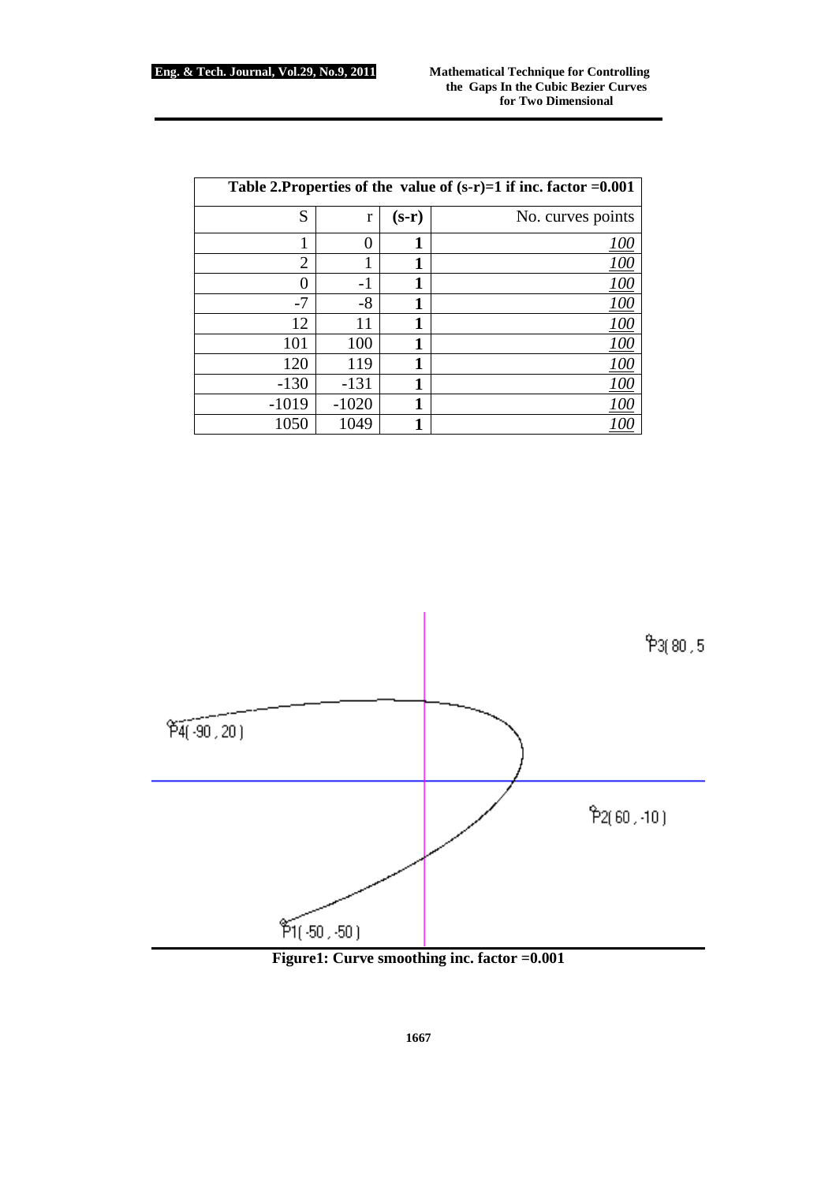| Table 2.Properties of the value of (s-r)=1 if inc. factor =0.001 | | | |
|---|---|---|---|
| S | r | **(s-r)** | No. curves points |
| 1 | 0 | **1** | _100_ |
| 2 | 1 | **1** | _100_ |
| 0 | -1 | **1** | _100_ |
| -7 | -8 | **1** | _100_ |
| 12 | 11 | **1** | _100_ |
| 101 | 100 | **1** | _100_ |
| 120 | 119 | **1** | _100_ |
| -130 | -131 | **1** | _100_ |
| -1019 | -1020 | **1** | _100_ |
| 1050 | 1049 | **1** | _100_ |

**Figure1: Curve smoothing inc. factor =0.001**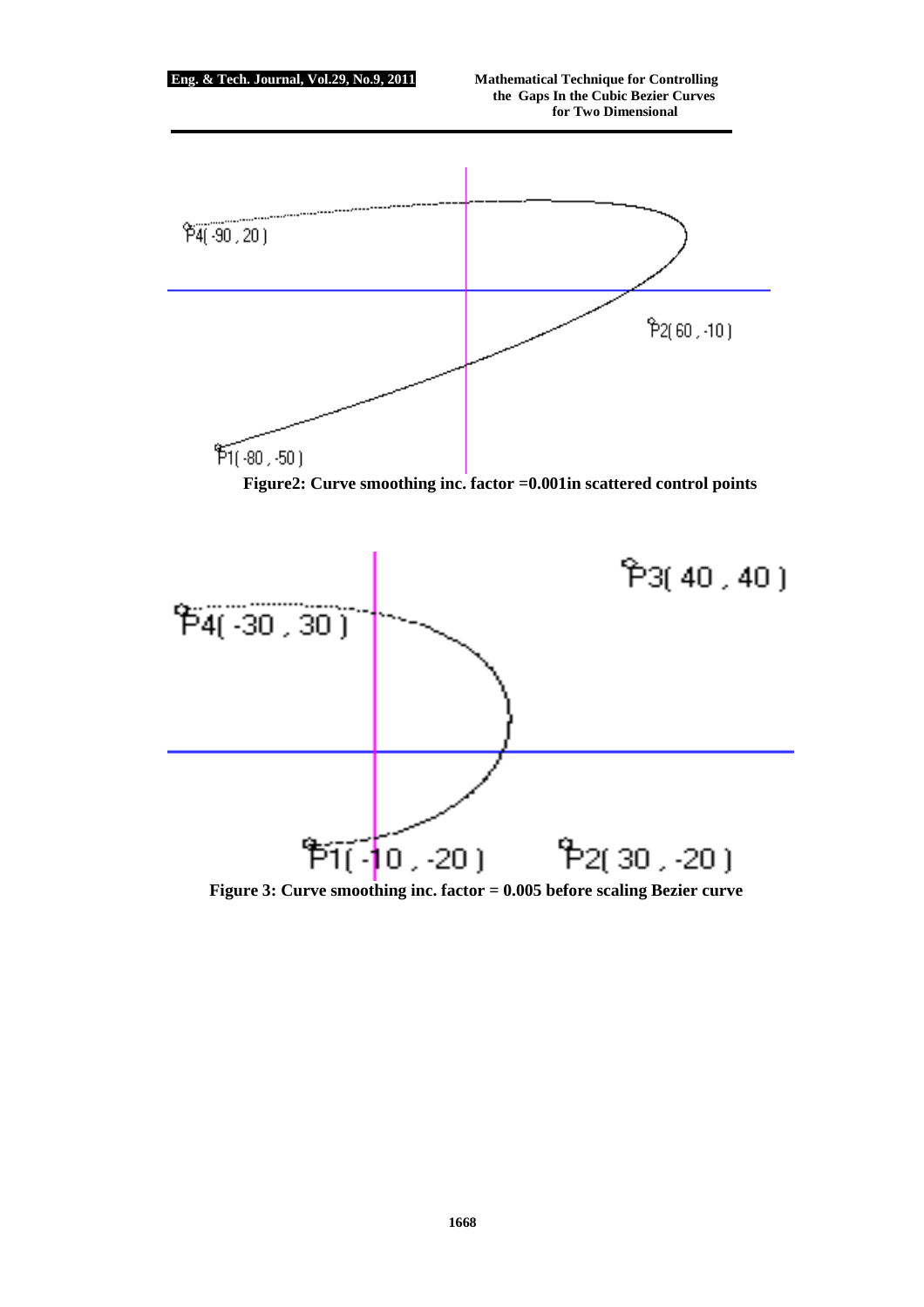Figure2: Curve smoothing inc. factor =0.001in scattered control points

Figure 3: Curve smoothing inc. factor = 0.005 before scaling Bezier curve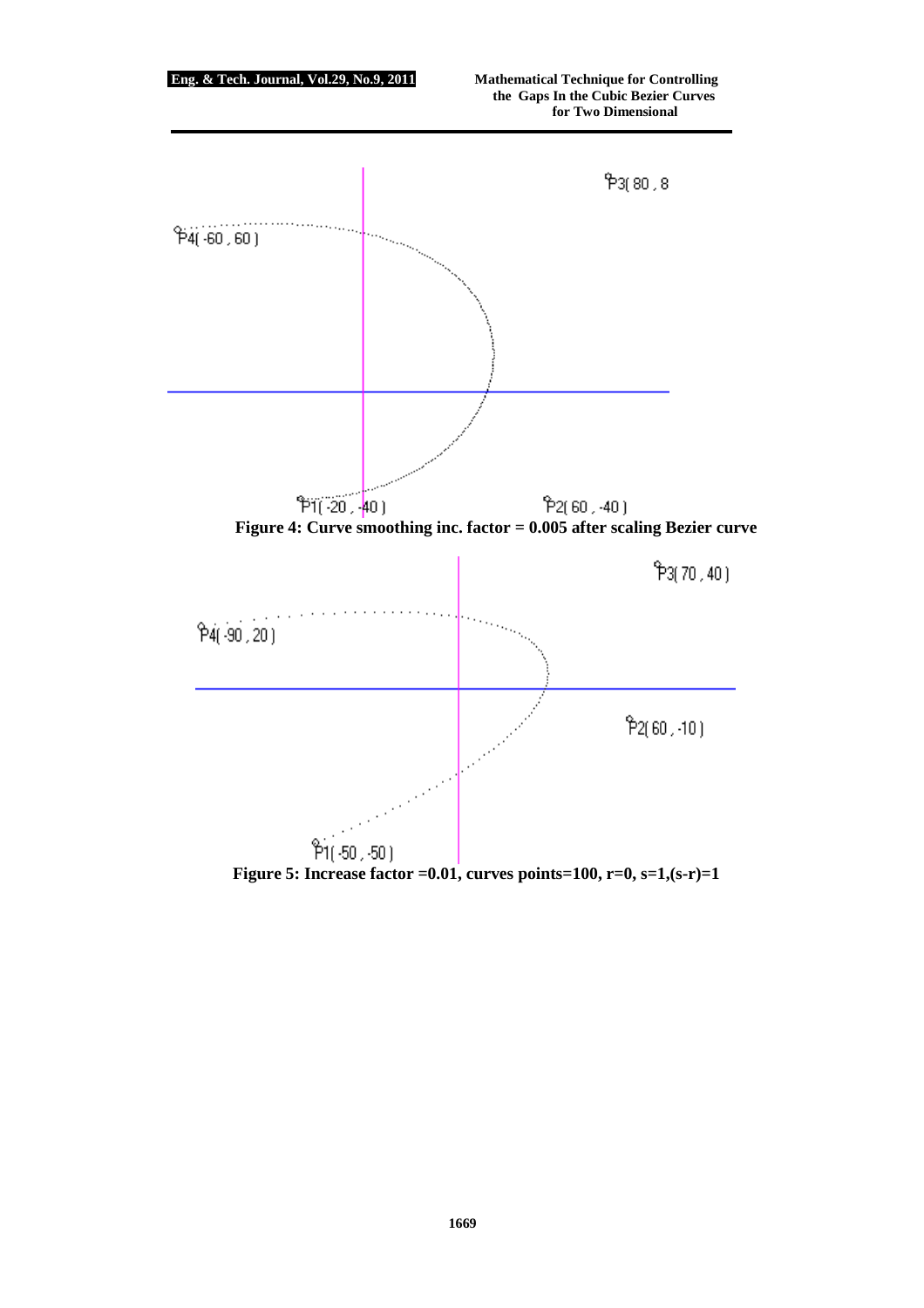Figure 4: Curve smoothing inc. factor = 0.005 after scaling Bezier curve

Figure 5: Increase factor =0.01, curves points=100, r=0, s=1,(s-r)=1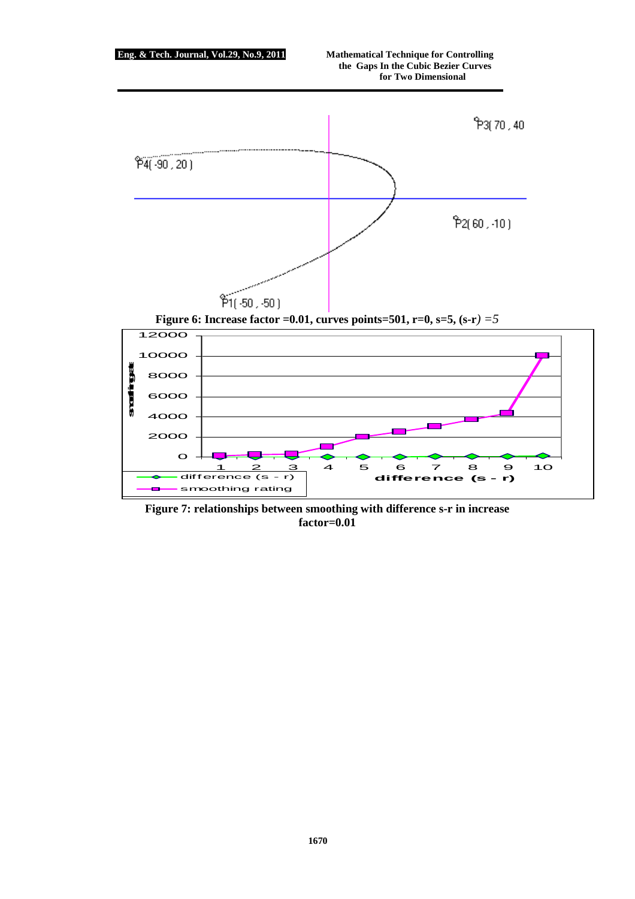**Figure 6: Increase factor =0.01, curves points=501, r=0, s=5, (s-r)** *=5*

**Figure 7: relationships between smoothing with difference s-r in increase factor=0.01**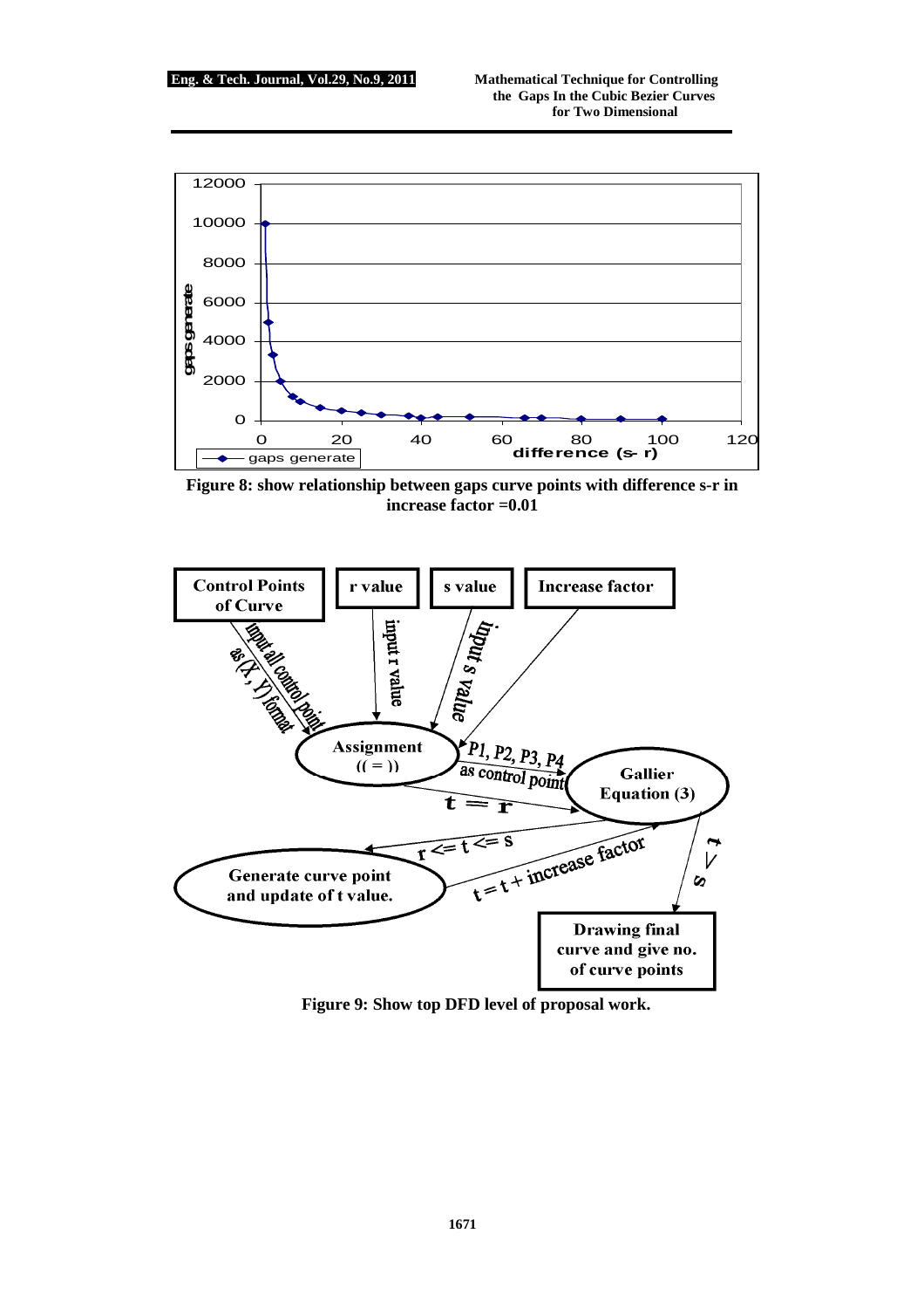Figure 8: show relationship between gaps curve points with difference s-r in increase factor =0.01

Figure 9: Show top DFD level of proposal work.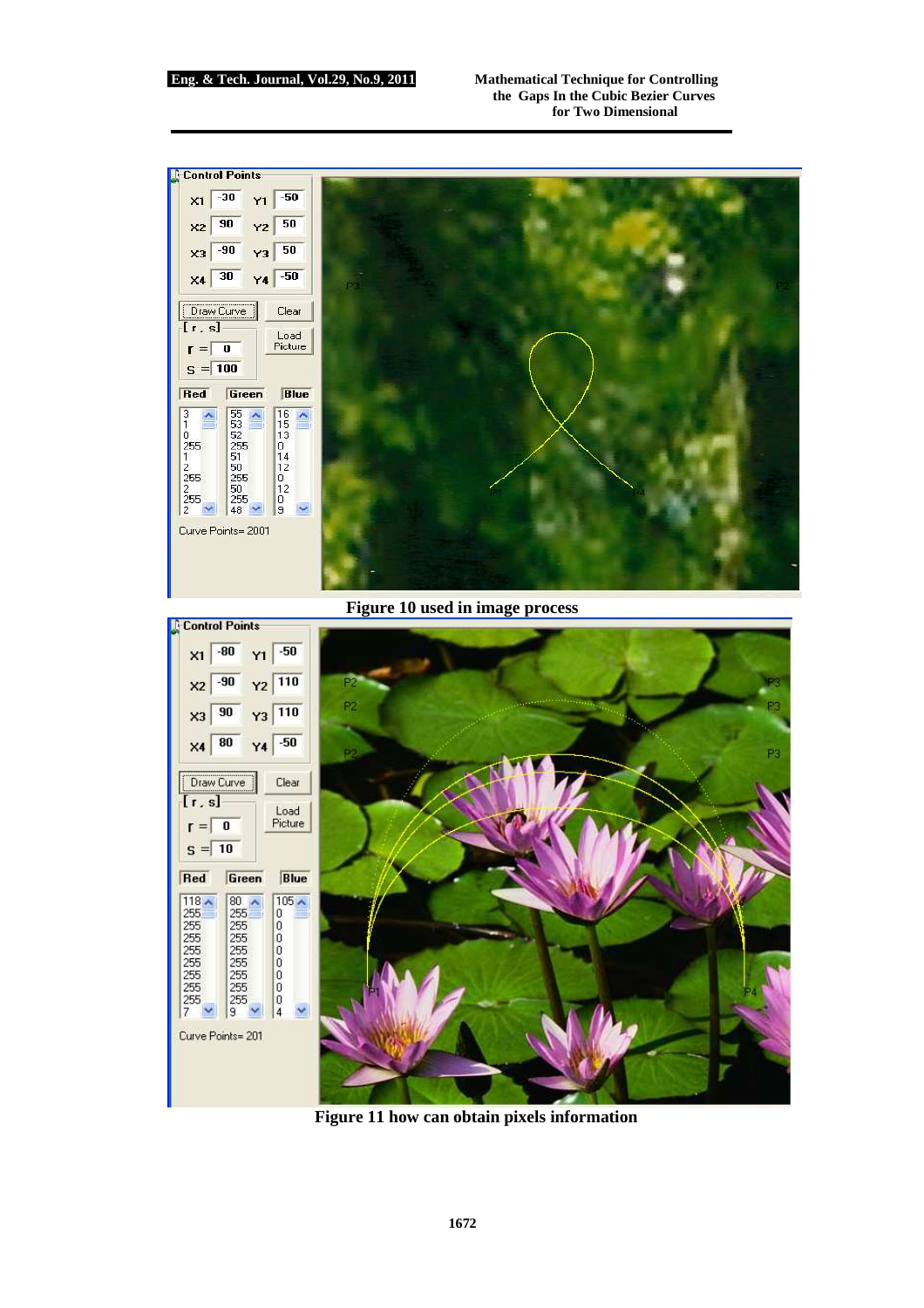Control Points

X1 -30 Y1 -50

X2 90 Y2 50

X3 -90 Y3 50

X4 30 Y4 -50

Draw Curve Clear

[r, s]

r = 0

s = 100

Load Picture

Red Green Blue

Curve Points= 2001

P3 P2 P1 P4

**Figure 10 used in image process**

Control Points

X1 -80 Y1 -50

X2 -90 Y2 110

X3 90 Y3 110

X4 80 Y4 -50

Draw Curve Clear

[r, s]

r = 0

s = 10

Load Picture

Red Green Blue

Curve Points= 201

P2 P3 P1 P4

**Figure 11 how can obtain pixels information**